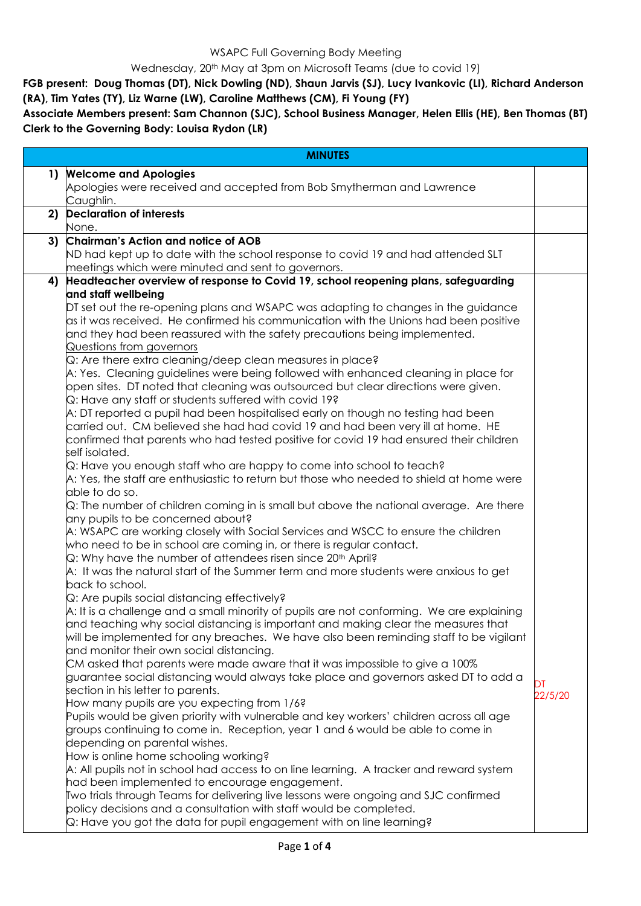WSAPC Full Governing Body Meeting

Wednesday, 20th May at 3pm on Microsoft Teams (due to covid 19)

**FGB present: Doug Thomas (DT), Nick Dowling (ND), Shaun Jarvis (SJ), Lucy Ivankovic (LI), Richard Anderson (RA), Tim Yates (TY), Liz Warne (LW), Caroline Matthews (CM), Fi Young (FY)**

**Associate Members present: Sam Channon (SJC), School Business Manager, Helen Ellis (HE), Ben Thomas (BT)**

**Clerk to the Governing Body: Louisa Rydon (LR)**

| | **MINUTES** | |
|---|---|---|
| 1) | **Welcome and Apologies**<br>Apologies were received and accepted from Bob Smytherman and Lawrence Caughlin. | |
| 2) | **Declaration of interests**<br>None. | |
| 3) | **Chairman's Action and notice of AOB**<br>ND had kept up to date with the school response to covid 19 and had attended SLT meetings which were minuted and sent to governors. | |
| 4) | **Headteacher overview of response to Covid 19, school reopening plans, safeguarding and staff wellbeing**<br>DT set out the re-opening plans and WSAPC was adapting to changes in the guidance as it was received. He confirmed his communication with the Unions had been positive and they had been reassured with the safety precautions being implemented.<br>Questions from governors<br>Q: Are there extra cleaning/deep clean measures in place?<br>A: Yes. Cleaning guidelines were being followed with enhanced cleaning in place for open sites. DT noted that cleaning was outsourced but clear directions were given.<br>Q: Have any staff or students suffered with covid 19?<br>A: DT reported a pupil had been hospitalised early on though no testing had been carried out. CM believed she had had covid 19 and had been very ill at home. HE confirmed that parents who had tested positive for covid 19 had ensured their children self isolated.<br>Q: Have you enough staff who are happy to come into school to teach?<br>A: Yes, the staff are enthusiastic to return but those who needed to shield at home were able to do so.<br>Q: The number of children coming in is small but above the national average. Are there any pupils to be concerned about?<br>A: WSAPC are working closely with Social Services and WSCC to ensure the children who need to be in school are coming in, or there is regular contact.<br>Q: Why have the number of attendees risen since 20th April?<br>A: It was the natural start of the Summer term and more students were anxious to get back to school.<br>Q: Are pupils social distancing effectively?<br>A: It is a challenge and a small minority of pupils are not conforming. We are explaining and teaching why social distancing is important and making clear the measures that will be implemented for any breaches. We have also been reminding staff to be vigilant and monitor their own social distancing.<br>CM asked that parents were made aware that it was impossible to give a 100% guarantee social distancing would always take place and governors asked DT to add a section in his letter to parents.<br>How many pupils are you expecting from 1/6?<br>Pupils would be given priority with vulnerable and key workers' children across all age groups continuing to come in. Reception, year 1 and 6 would be able to come in depending on parental wishes.<br>How is online home schooling working?<br>A: All pupils not in school had access to on line learning. A tracker and reward system had been implemented to encourage engagement.<br>Two trials through Teams for delivering live lessons were ongoing and SJC confirmed policy decisions and a consultation with staff would be completed.<br>Q: Have you got the data for pupil engagement with on line learning? | DT 22/5/20 |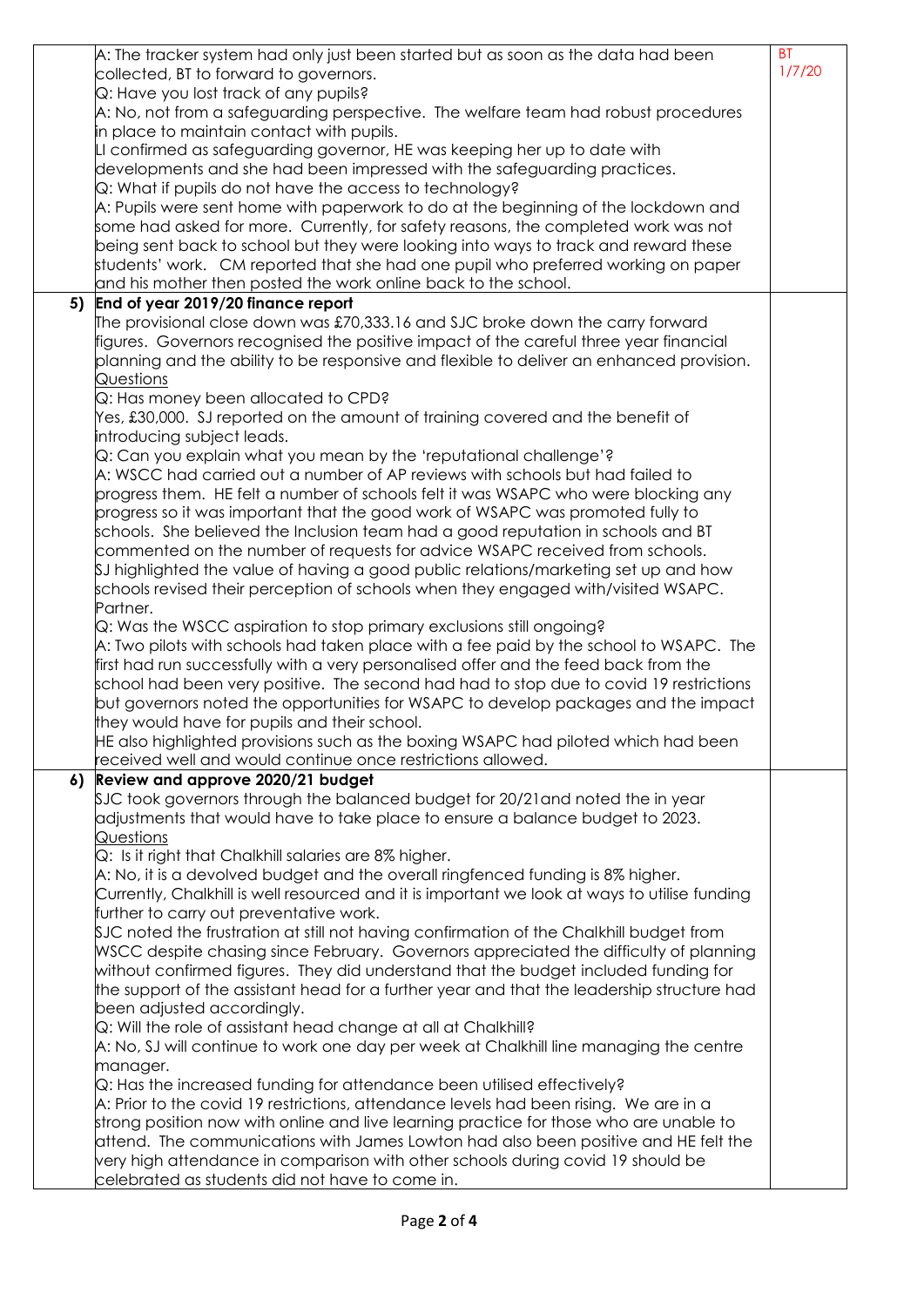| | | |
|---|---|---|
| | A: The tracker system had only just been started but as soon as the data had been collected, BT to forward to governors.<br>Q: Have you lost track of any pupils?<br>A: No, not from a safeguarding perspective. The welfare team had robust procedures in place to maintain contact with pupils.<br>LI confirmed as safeguarding governor, HE was keeping her up to date with developments and she had been impressed with the safeguarding practices.<br>Q: What if pupils do not have the access to technology?<br>A: Pupils were sent home with paperwork to do at the beginning of the lockdown and some had asked for more. Currently, for safety reasons, the completed work was not being sent back to school but they were looking into ways to track and reward these students' work. CM reported that she had one pupil who preferred working on paper and his mother then posted the work online back to the school. | BT 1/7/20 |
| **5)** | **End of year 2019/20 finance report**<br>The provisional close down was £70,333.16 and SJC broke down the carry forward figures. Governors recognised the positive impact of the careful three year financial planning and the ability to be responsive and flexible to deliver an enhanced provision.<br>Questions<br>Q: Has money been allocated to CPD?<br>Yes, £30,000. SJ reported on the amount of training covered and the benefit of introducing subject leads.<br>Q: Can you explain what you mean by the 'reputational challenge'?<br>A: WSCC had carried out a number of AP reviews with schools but had failed to progress them. HE felt a number of schools felt it was WSAPC who were blocking any progress so it was important that the good work of WSAPC was promoted fully to schools. She believed the Inclusion team had a good reputation in schools and BT commented on the number of requests for advice WSAPC received from schools.<br>SJ highlighted the value of having a good public relations/marketing set up and how schools revised their perception of schools when they engaged with/visited WSAPC. Partner.<br>Q: Was the WSCC aspiration to stop primary exclusions still ongoing?<br>A: Two pilots with schools had taken place with a fee paid by the school to WSAPC. The first had run successfully with a very personalised offer and the feed back from the school had been very positive. The second had had to stop due to covid 19 restrictions but governors noted the opportunities for WSAPC to develop packages and the impact they would have for pupils and their school.<br>HE also highlighted provisions such as the boxing WSAPC had piloted which had been received well and would continue once restrictions allowed. | |
| **6)** | **Review and approve 2020/21 budget**<br>SJC took governors through the balanced budget for 20/21and noted the in year adjustments that would have to take place to ensure a balance budget to 2023.<br>Questions<br>Q: Is it right that Chalkhill salaries are 8% higher.<br>A: No, it is a devolved budget and the overall ringfenced funding is 8% higher. Currently, Chalkhill is well resourced and it is important we look at ways to utilise funding further to carry out preventative work.<br>SJC noted the frustration at still not having confirmation of the Chalkhill budget from WSCC despite chasing since February. Governors appreciated the difficulty of planning without confirmed figures. They did understand that the budget included funding for the support of the assistant head for a further year and that the leadership structure had been adjusted accordingly.<br>Q: Will the role of assistant head change at all at Chalkhill?<br>A: No, SJ will continue to work one day per week at Chalkhill line managing the centre manager.<br>Q: Has the increased funding for attendance been utilised effectively?<br>A: Prior to the covid 19 restrictions, attendance levels had been rising. We are in a strong position now with online and live learning practice for those who are unable to attend. The communications with James Lowton had also been positive and HE felt the very high attendance in comparison with other schools during covid 19 should be celebrated as students did not have to come in. | |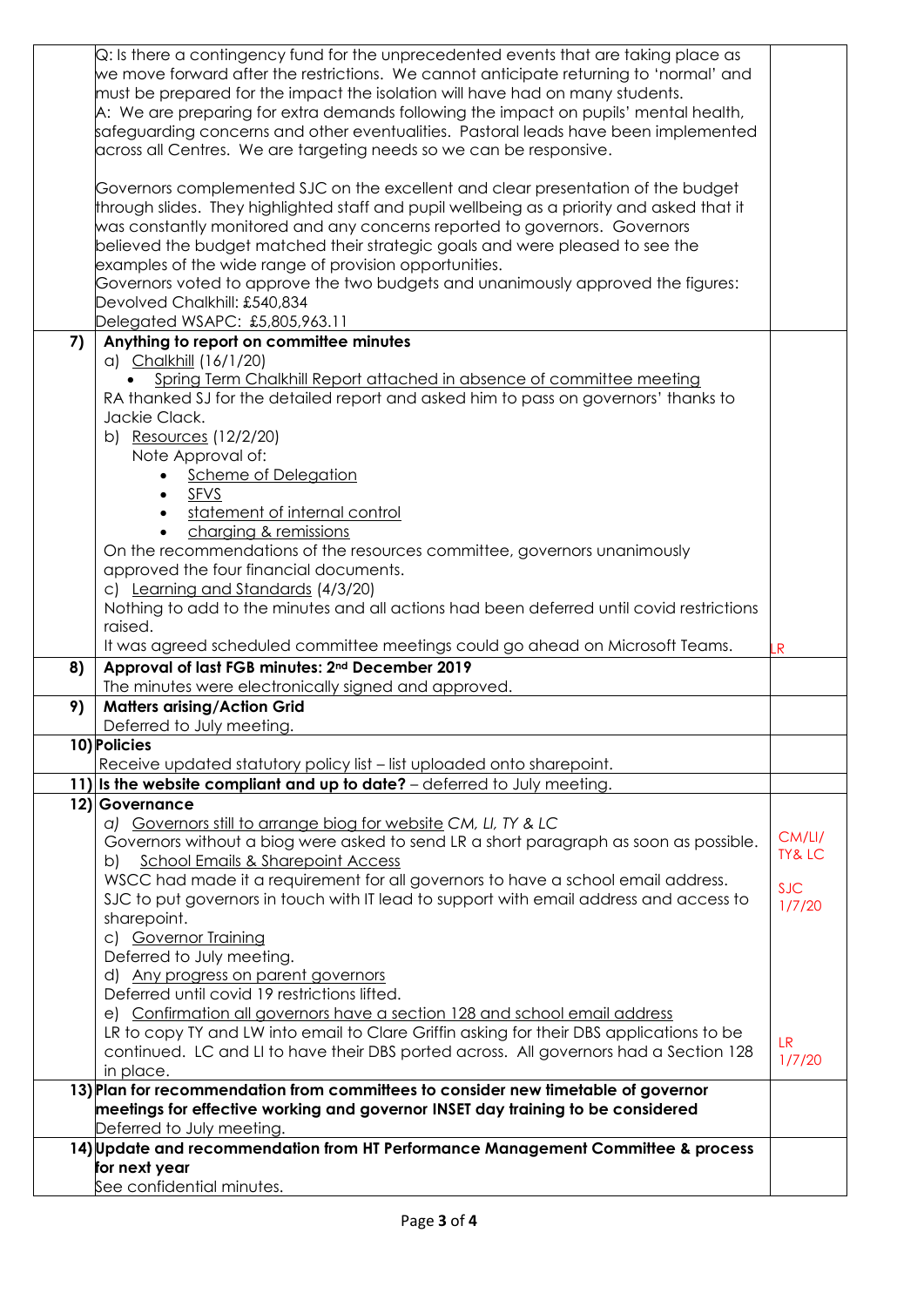| | | |
|---|---|---|
| | Q: Is there a contingency fund for the unprecedented events that are taking place as we move forward after the restrictions. We cannot anticipate returning to 'normal' and must be prepared for the impact the isolation will have had on many students.<br>A: We are preparing for extra demands following the impact on pupils' mental health, safeguarding concerns and other eventualities. Pastoral leads have been implemented across all Centres. We are targeting needs so we can be responsive.<br><br>Governors complemented SJC on the excellent and clear presentation of the budget through slides. They highlighted staff and pupil wellbeing as a priority and asked that it was constantly monitored and any concerns reported to governors. Governors believed the budget matched their strategic goals and were pleased to see the examples of the wide range of provision opportunities.<br>Governors voted to approve the two budgets and unanimously approved the figures:<br>Devolved Chalkhill: £540,834<br>Delegated WSAPC: £5,805,963.11 | |
| **7)** | **Anything to report on committee minutes**<br>a) Chalkhill (16/1/20)<br>• Spring Term Chalkhill Report attached in absence of committee meeting<br>RA thanked SJ for the detailed report and asked him to pass on governors' thanks to Jackie Clack.<br>b) Resources (12/2/20)<br>Note Approval of:<br>• Scheme of Delegation<br>• SFVS<br>• statement of internal control<br>• charging & remissions<br>On the recommendations of the resources committee, governors unanimously approved the four financial documents.<br>c) Learning and Standards (4/3/20)<br>Nothing to add to the minutes and all actions had been deferred until covid restrictions raised.<br>It was agreed scheduled committee meetings could go ahead on Microsoft Teams. | LR |
| **8)** | **Approval of last FGB minutes: 2nd December 2019**<br>The minutes were electronically signed and approved. | |
| **9)** | **Matters arising/Action Grid**<br>Deferred to July meeting. | |
| **10)** | **Policies**<br>Receive updated statutory policy list – list uploaded onto sharepoint. | |
| **11)** | **Is the website compliant and up to date?** – deferred to July meeting. | |
| **12)** | **Governance**<br>a) Governors still to arrange biog for website *CM, LI, TY & LC*<br>Governors without a biog were asked to send LR a short paragraph as soon as possible.<br>b) School Emails & Sharepoint Access<br>WSCC had made it a requirement for all governors to have a school email address. SJC to put governors in touch with IT lead to support with email address and access to sharepoint.<br>c) Governor Training<br>Deferred to July meeting.<br>d) Any progress on parent governors<br>Deferred until covid 19 restrictions lifted.<br>e) Confirmation all governors have a section 128 and school email address<br>LR to copy TY and LW into email to Clare Griffin asking for their DBS applications to be continued. LC and LI to have their DBS ported across. All governors had a Section 128 in place. | CM/LI/ TY& LC<br><br>SJC 1/7/20<br><br>LR 1/7/20 |
| **13)** | **Plan for recommendation from committees to consider new timetable of governor meetings for effective working and governor INSET day training to be considered**<br>Deferred to July meeting. | |
| **14)** | **Update and recommendation from HT Performance Management Committee & process for next year**<br>See confidential minutes. | |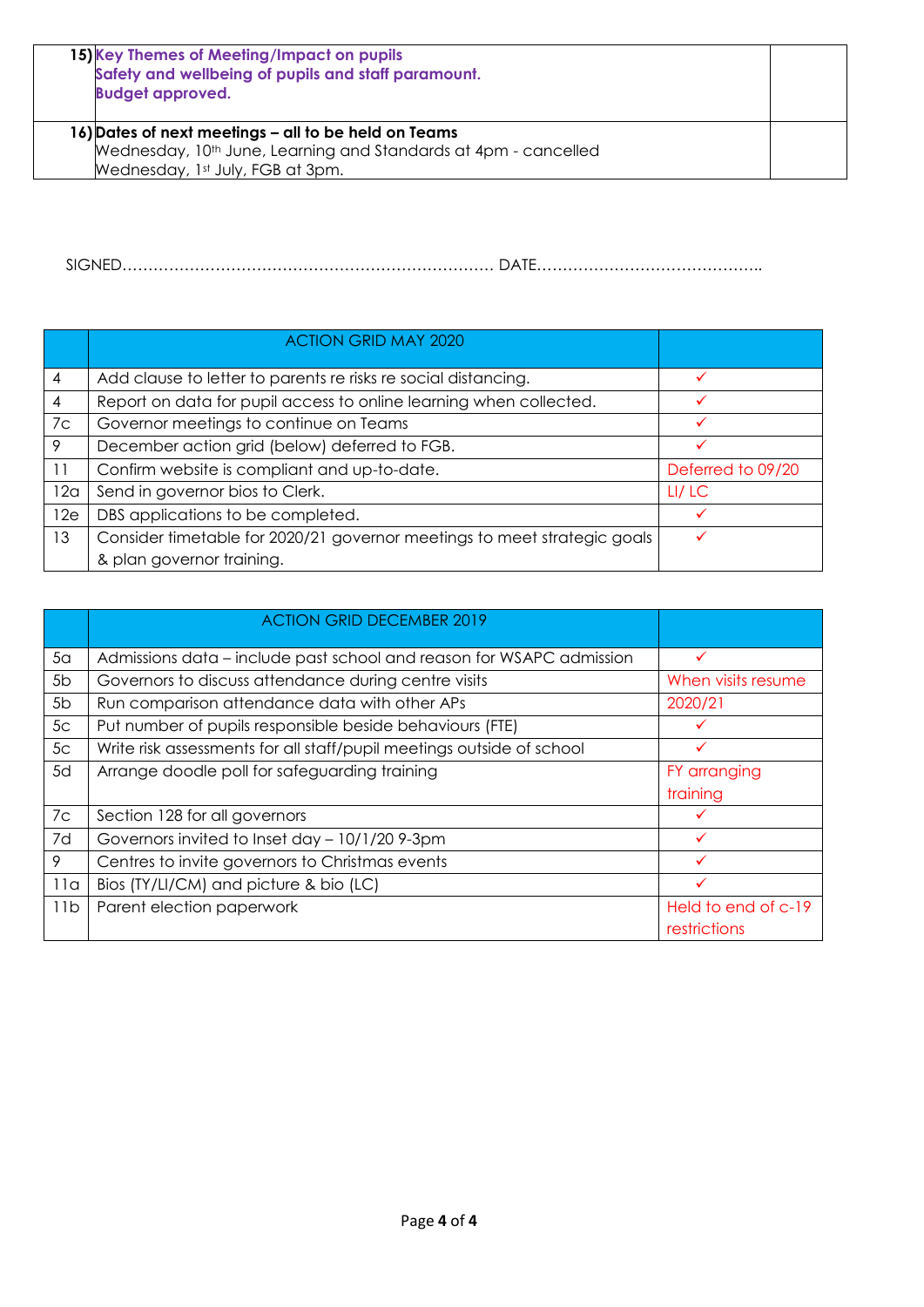| | |
|---|---|
| **15) Key Themes of Meeting/Impact on pupils**<br>**Safety and wellbeing of pupils and staff paramount.**<br>**Budget approved.** | |
| **16) Dates of next meetings – all to be held on Teams**<br>Wednesday, 10th June, Learning and Standards at 4pm - cancelled<br>Wednesday, 1st July, FGB at 3pm. | |

SIGNED…………………………………………………………………… DATE……………………………………..

| | ACTION GRID MAY 2020 | |
|---|---|---|
| 4 | Add clause to letter to parents re risks re social distancing. | ✓ |
| 4 | Report on data for pupil access to online learning when collected. | ✓ |
| 7c | Governor meetings to continue on Teams | ✓ |
| 9 | December action grid (below) deferred to FGB. | ✓ |
| 11 | Confirm website is compliant and up-to-date. | Deferred to 09/20 |
| 12a | Send in governor bios to Clerk. | LI/ LC |
| 12e | DBS applications to be completed. | ✓ |
| 13 | Consider timetable for 2020/21 governor meetings to meet strategic goals & plan governor training. | ✓ |

| | ACTION GRID DECEMBER 2019 | |
|---|---|---|
| 5a | Admissions data – include past school and reason for WSAPC admission | ✓ |
| 5b | Governors to discuss attendance during centre visits | When visits resume |
| 5b | Run comparison attendance data with other APs | 2020/21 |
| 5c | Put number of pupils responsible beside behaviours (FTE) | ✓ |
| 5c | Write risk assessments for all staff/pupil meetings outside of school | ✓ |
| 5d | Arrange doodle poll for safeguarding training | FY arranging training |
| 7c | Section 128 for all governors | ✓ |
| 7d | Governors invited to Inset day – 10/1/20 9-3pm | ✓ |
| 9 | Centres to invite governors to Christmas events | ✓ |
| 11a | Bios (TY/LI/CM) and picture & bio (LC) | ✓ |
| 11b | Parent election paperwork | Held to end of c-19 restrictions |